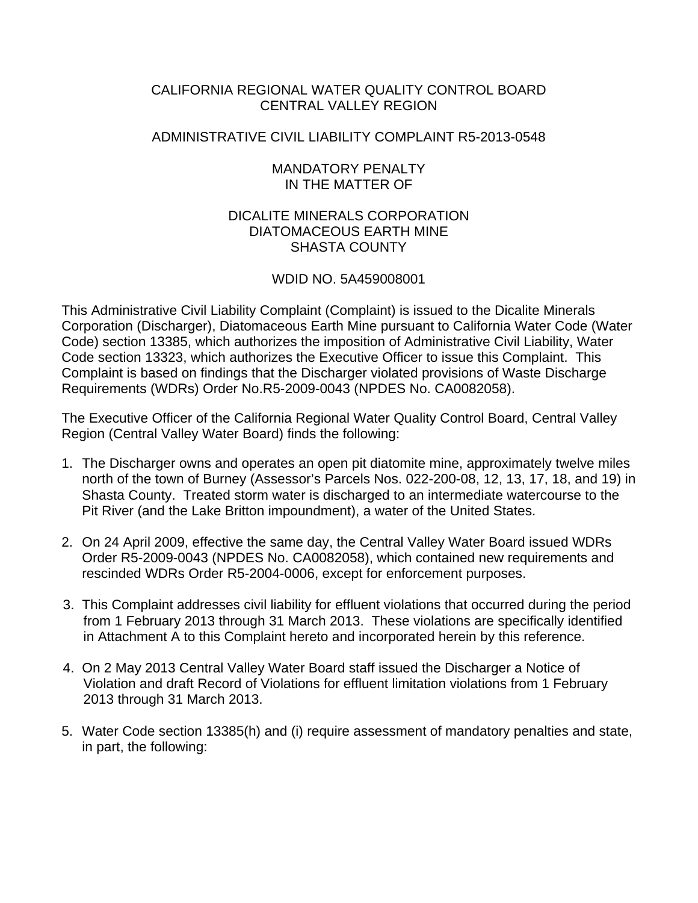CALIFORNIA REGIONAL WATER QUALITY CONTROL BOARD
CENTRAL VALLEY REGION

ADMINISTRATIVE CIVIL LIABILITY COMPLAINT R5-2013-0548

MANDATORY PENALTY
IN THE MATTER OF

DICALITE MINERALS CORPORATION
DIATOMACEOUS EARTH MINE
SHASTA COUNTY

WDID NO. 5A459008001

This Administrative Civil Liability Complaint (Complaint) is issued to the Dicalite Minerals Corporation (Discharger), Diatomaceous Earth Mine pursuant to California Water Code (Water Code) section 13385, which authorizes the imposition of Administrative Civil Liability, Water Code section 13323, which authorizes the Executive Officer to issue this Complaint. This Complaint is based on findings that the Discharger violated provisions of Waste Discharge Requirements (WDRs) Order No.R5-2009-0043 (NPDES No. CA0082058).

The Executive Officer of the California Regional Water Quality Control Board, Central Valley Region (Central Valley Water Board) finds the following:

1. The Discharger owns and operates an open pit diatomite mine, approximately twelve miles north of the town of Burney (Assessor's Parcels Nos. 022-200-08, 12, 13, 17, 18, and 19) in Shasta County. Treated storm water is discharged to an intermediate watercourse to the Pit River (and the Lake Britton impoundment), a water of the United States.

2. On 24 April 2009, effective the same day, the Central Valley Water Board issued WDRs Order R5-2009-0043 (NPDES No. CA0082058), which contained new requirements and rescinded WDRs Order R5-2004-0006, except for enforcement purposes.

3. This Complaint addresses civil liability for effluent violations that occurred during the period from 1 February 2013 through 31 March 2013. These violations are specifically identified in Attachment A to this Complaint hereto and incorporated herein by this reference.

4. On 2 May 2013 Central Valley Water Board staff issued the Discharger a Notice of Violation and draft Record of Violations for effluent limitation violations from 1 February 2013 through 31 March 2013.

5. Water Code section 13385(h) and (i) require assessment of mandatory penalties and state, in part, the following: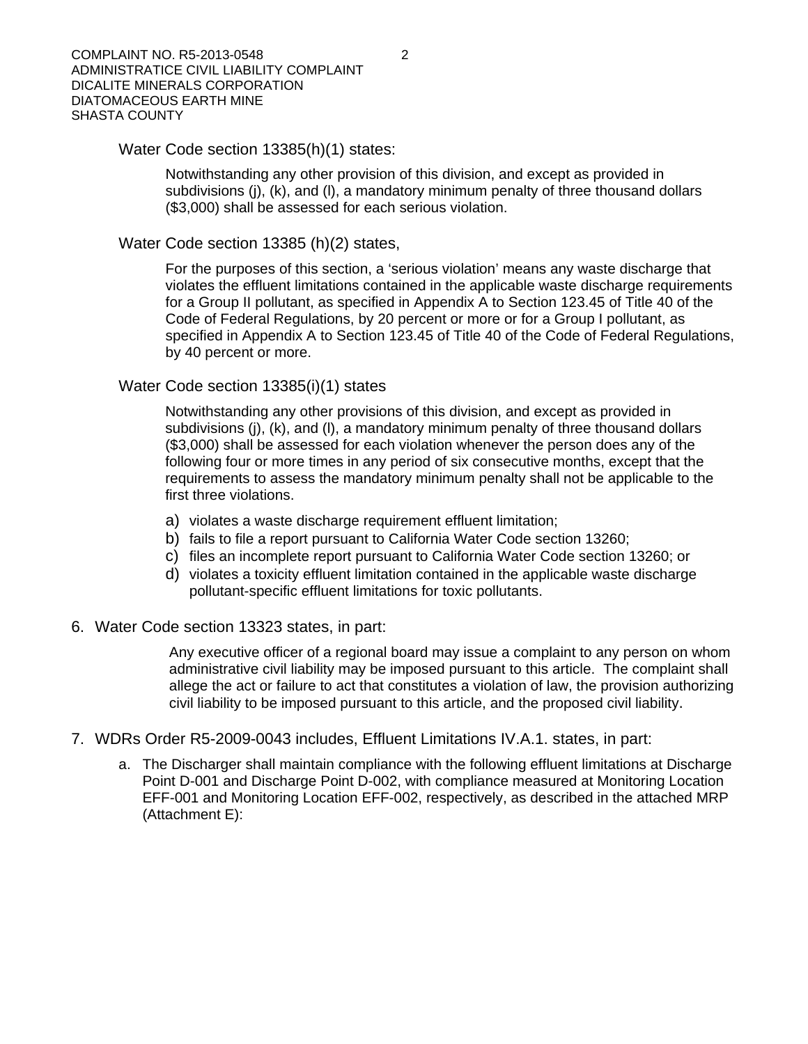Water Code section 13385(h)(1) states:

> Notwithstanding any other provision of this division, and except as provided in subdivisions (j), (k), and (l), a mandatory minimum penalty of three thousand dollars ($3,000) shall be assessed for each serious violation.

Water Code section 13385 (h)(2) states,

> For the purposes of this section, a 'serious violation' means any waste discharge that violates the effluent limitations contained in the applicable waste discharge requirements for a Group II pollutant, as specified in Appendix A to Section 123.45 of Title 40 of the Code of Federal Regulations, by 20 percent or more or for a Group I pollutant, as specified in Appendix A to Section 123.45 of Title 40 of the Code of Federal Regulations, by 40 percent or more.

Water Code section 13385(i)(1) states

> Notwithstanding any other provisions of this division, and except as provided in subdivisions (j), (k), and (l), a mandatory minimum penalty of three thousand dollars ($3,000) shall be assessed for each violation whenever the person does any of the following four or more times in any period of six consecutive months, except that the requirements to assess the mandatory minimum penalty shall not be applicable to the first three violations.
>
> a) violates a waste discharge requirement effluent limitation;
> b) fails to file a report pursuant to California Water Code section 13260;
> c) files an incomplete report pursuant to California Water Code section 13260; or
> d) violates a toxicity effluent limitation contained in the applicable waste discharge pollutant-specific effluent limitations for toxic pollutants.

6. Water Code section 13323 states, in part:

> Any executive officer of a regional board may issue a complaint to any person on whom administrative civil liability may be imposed pursuant to this article. The complaint shall allege the act or failure to act that constitutes a violation of law, the provision authorizing civil liability to be imposed pursuant to this article, and the proposed civil liability.

7. WDRs Order R5-2009-0043 includes, Effluent Limitations IV.A.1. states, in part:

   a. The Discharger shall maintain compliance with the following effluent limitations at Discharge Point D-001 and Discharge Point D-002, with compliance measured at Monitoring Location EFF-001 and Monitoring Location EFF-002, respectively, as described in the attached MRP (Attachment E):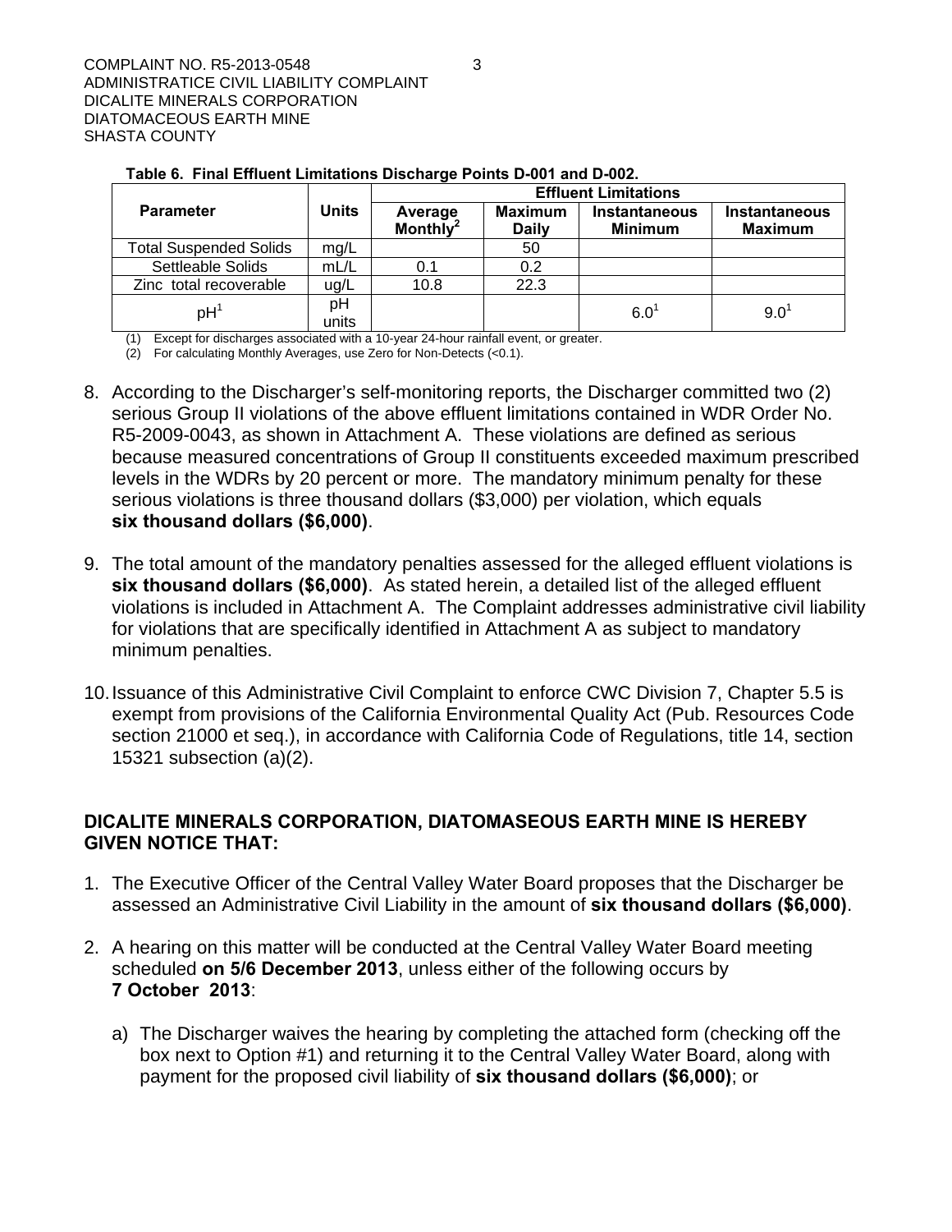**Table 6. Final Effluent Limitations Discharge Points D-001 and D-002.**

| Parameter | Units | Effluent Limitations | | | |
|---|---|---|---|---|---|
| | | Average Monthly[2] | Maximum Daily | Instantaneous Minimum | Instantaneous Maximum |
| Total Suspended Solids | mg/L | | 50 | | |
| Settleable Solids | mL/L | 0.1 | 0.2 | | |
| Zinc total recoverable | ug/L | 10.8 | 22.3 | | |
| pH[1] | pH units | | | 6.0[1] | 9.0[1] |

(1) Except for discharges associated with a 10-year 24-hour rainfall event, or greater.
(2) For calculating Monthly Averages, use Zero for Non-Detects (<0.1).

8. According to the Discharger's self-monitoring reports, the Discharger committed two (2) serious Group II violations of the above effluent limitations contained in WDR Order No. R5-2009-0043, as shown in Attachment A. These violations are defined as serious because measured concentrations of Group II constituents exceeded maximum prescribed levels in the WDRs by 20 percent or more. The mandatory minimum penalty for these serious violations is three thousand dollars ($3,000) per violation, which equals **six thousand dollars ($6,000)**.

9. The total amount of the mandatory penalties assessed for the alleged effluent violations is **six thousand dollars ($6,000)**. As stated herein, a detailed list of the alleged effluent violations is included in Attachment A. The Complaint addresses administrative civil liability for violations that are specifically identified in Attachment A as subject to mandatory minimum penalties.

10. Issuance of this Administrative Civil Complaint to enforce CWC Division 7, Chapter 5.5 is exempt from provisions of the California Environmental Quality Act (Pub. Resources Code section 21000 et seq.), in accordance with California Code of Regulations, title 14, section 15321 subsection (a)(2).

**DICALITE MINERALS CORPORATION, DIATOMASEOUS EARTH MINE IS HEREBY GIVEN NOTICE THAT:**

1. The Executive Officer of the Central Valley Water Board proposes that the Discharger be assessed an Administrative Civil Liability in the amount of **six thousand dollars ($6,000)**.

2. A hearing on this matter will be conducted at the Central Valley Water Board meeting scheduled **on 5/6 December 2013**, unless either of the following occurs by **7 October 2013**:

   a) The Discharger waives the hearing by completing the attached form (checking off the box next to Option #1) and returning it to the Central Valley Water Board, along with payment for the proposed civil liability of **six thousand dollars ($6,000)**; or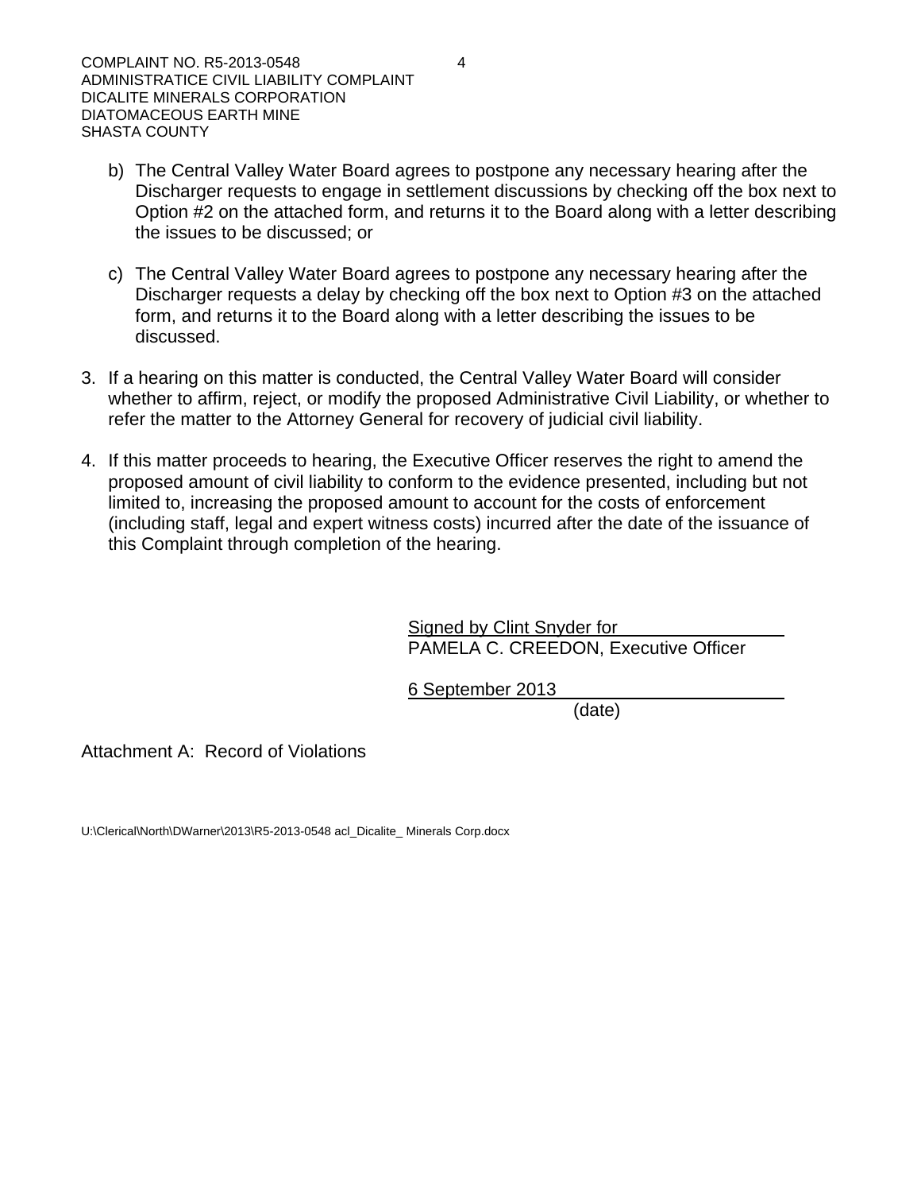b) The Central Valley Water Board agrees to postpone any necessary hearing after the Discharger requests to engage in settlement discussions by checking off the box next to Option #2 on the attached form, and returns it to the Board along with a letter describing the issues to be discussed; or

c) The Central Valley Water Board agrees to postpone any necessary hearing after the Discharger requests a delay by checking off the box next to Option #3 on the attached form, and returns it to the Board along with a letter describing the issues to be discussed.

3. If a hearing on this matter is conducted, the Central Valley Water Board will consider whether to affirm, reject, or modify the proposed Administrative Civil Liability, or whether to refer the matter to the Attorney General for recovery of judicial civil liability.

4. If this matter proceeds to hearing, the Executive Officer reserves the right to amend the proposed amount of civil liability to conform to the evidence presented, including but not limited to, increasing the proposed amount to account for the costs of enforcement (including staff, legal and expert witness costs) incurred after the date of the issuance of this Complaint through completion of the hearing.

Signed by Clint Snyder for
PAMELA C. CREEDON, Executive Officer

6 September 2013
(date)

Attachment A: Record of Violations

U:\Clerical\North\DWarner\2013\R5-2013-0548 acl_Dicalite_ Minerals Corp.docx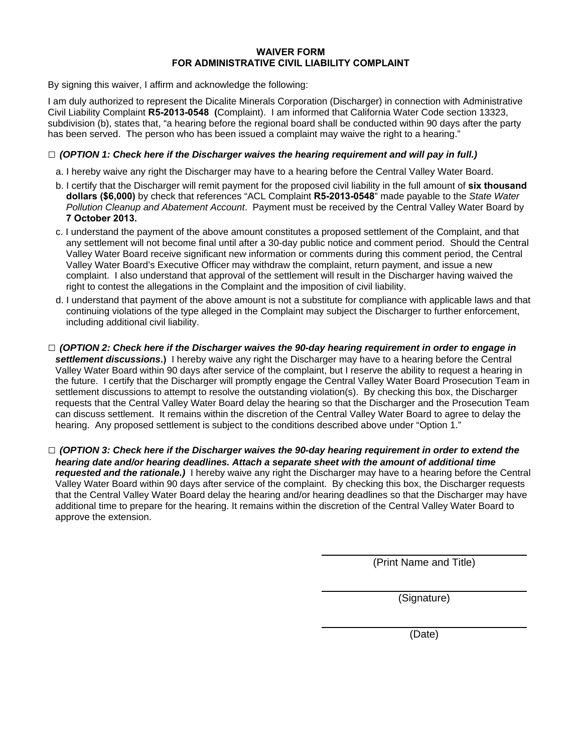**WAIVER FORM**
**FOR ADMINISTRATIVE CIVIL LIABILITY COMPLAINT**

By signing this waiver, I affirm and acknowledge the following:

I am duly authorized to represent the Dicalite Minerals Corporation (Discharger) in connection with Administrative Civil Liability Complaint **R5-2013-0548 (**Complaint). I am informed that California Water Code section 13323, subdivision (b), states that, "a hearing before the regional board shall be conducted within 90 days after the party has been served. The person who has been issued a complaint may waive the right to a hearing."

□ ***(OPTION 1: Check here if the Discharger waives the hearing requirement and will pay in full.)***

a. I hereby waive any right the Discharger may have to a hearing before the Central Valley Water Board.

b. I certify that the Discharger will remit payment for the proposed civil liability in the full amount of **six thousand dollars ($6,000)** by check that references "ACL Complaint **R5-2013-0548**" made payable to the *State Water Pollution Cleanup and Abatement Account*. Payment must be received by the Central Valley Water Board by **7 October 2013.**

c. I understand the payment of the above amount constitutes a proposed settlement of the Complaint, and that any settlement will not become final until after a 30-day public notice and comment period. Should the Central Valley Water Board receive significant new information or comments during this comment period, the Central Valley Water Board's Executive Officer may withdraw the complaint, return payment, and issue a new complaint. I also understand that approval of the settlement will result in the Discharger having waived the right to contest the allegations in the Complaint and the imposition of civil liability.

d. I understand that payment of the above amount is not a substitute for compliance with applicable laws and that continuing violations of the type alleged in the Complaint may subject the Discharger to further enforcement, including additional civil liability.

□ ***(OPTION 2: Check here if the Discharger waives the 90-day hearing requirement in order to engage in settlement discussions*.)** I hereby waive any right the Discharger may have to a hearing before the Central Valley Water Board within 90 days after service of the complaint, but I reserve the ability to request a hearing in the future. I certify that the Discharger will promptly engage the Central Valley Water Board Prosecution Team in settlement discussions to attempt to resolve the outstanding violation(s). By checking this box, the Discharger requests that the Central Valley Water Board delay the hearing so that the Discharger and the Prosecution Team can discuss settlement. It remains within the discretion of the Central Valley Water Board to agree to delay the hearing. Any proposed settlement is subject to the conditions described above under "Option 1."

□ ***(OPTION 3: Check here if the Discharger waives the 90-day hearing requirement in order to extend the hearing date and/or hearing deadlines. Attach a separate sheet with the amount of additional time requested and the rationale.)*** I hereby waive any right the Discharger may have to a hearing before the Central Valley Water Board within 90 days after service of the complaint. By checking this box, the Discharger requests that the Central Valley Water Board delay the hearing and/or hearing deadlines so that the Discharger may have additional time to prepare for the hearing. It remains within the discretion of the Central Valley Water Board to approve the extension.

\_\_\_\_\_\_\_\_\_\_\_\_\_\_\_\_\_\_\_\_\_\_\_\_\_\_\_\_\_\_\_\_
(Print Name and Title)

\_\_\_\_\_\_\_\_\_\_\_\_\_\_\_\_\_\_\_\_\_\_\_\_\_\_\_\_\_\_\_\_
(Signature)

\_\_\_\_\_\_\_\_\_\_\_\_\_\_\_\_\_\_\_\_\_\_\_\_\_\_\_\_\_\_\_\_
(Date)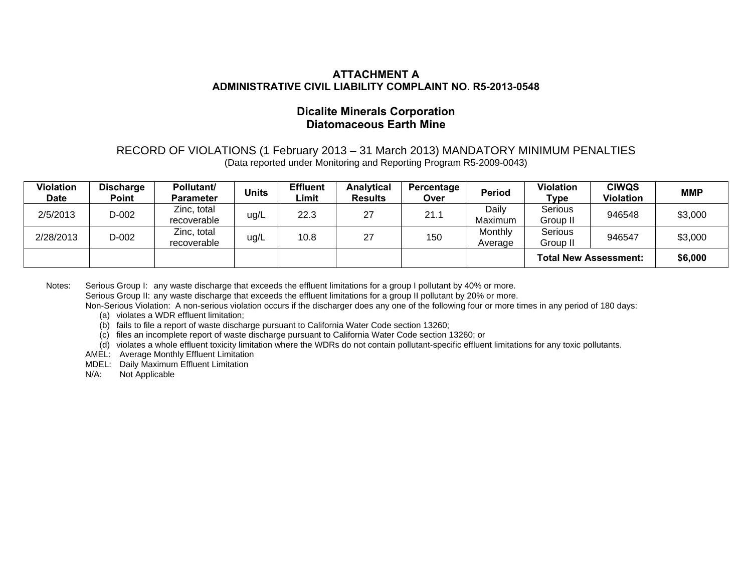## ATTACHMENT A
## ADMINISTRATIVE CIVIL LIABILITY COMPLAINT NO. R5-2013-0548

### Dicalite Minerals Corporation
### Diatomaceous Earth Mine

RECORD OF VIOLATIONS (1 February 2013 – 31 March 2013) MANDATORY MINIMUM PENALTIES
(Data reported under Monitoring and Reporting Program R5-2009-0043)

| Violation Date | Discharge Point | Pollutant/ Parameter | Units | Effluent Limit | Analytical Results | Percentage Over | Period | Violation Type | CIWQS Violation | MMP |
|---|---|---|---|---|---|---|---|---|---|---|
| 2/5/2013 | D-002 | Zinc, total recoverable | ug/L | 22.3 | 27 | 21.1 | Daily Maximum | Serious Group II | 946548 | $3,000 |
| 2/28/2013 | D-002 | Zinc, total recoverable | ug/L | 10.8 | 27 | 150 | Monthly Average | Serious Group II | 946547 | $3,000 |
| | | | | | | | | **Total New Assessment:** | | **$6,000** |

Notes: Serious Group I: any waste discharge that exceeds the effluent limitations for a group I pollutant by 40% or more.
Serious Group II: any waste discharge that exceeds the effluent limitations for a group II pollutant by 20% or more.
Non-Serious Violation: A non-serious violation occurs if the discharger does any one of the following four or more times in any period of 180 days:

(a) violates a WDR effluent limitation;
(b) fails to file a report of waste discharge pursuant to California Water Code section 13260;
(c) files an incomplete report of waste discharge pursuant to California Water Code section 13260; or
(d) violates a whole effluent toxicity limitation where the WDRs do not contain pollutant-specific effluent limitations for any toxic pollutants.

AMEL: Average Monthly Effluent Limitation
MDEL: Daily Maximum Effluent Limitation
N/A: Not Applicable